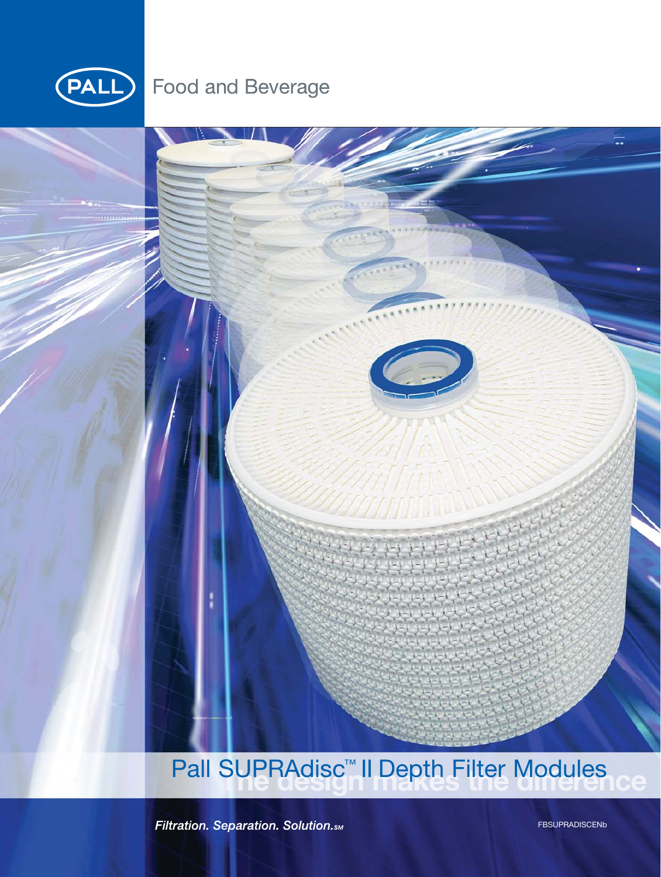PALL

Food and Beverage

# Pall SUPRAdisc™ II Depth Filter Modules

## The design makes the difference

*Filtration. Separation. Solution.SM*

FBSUPRADISCENb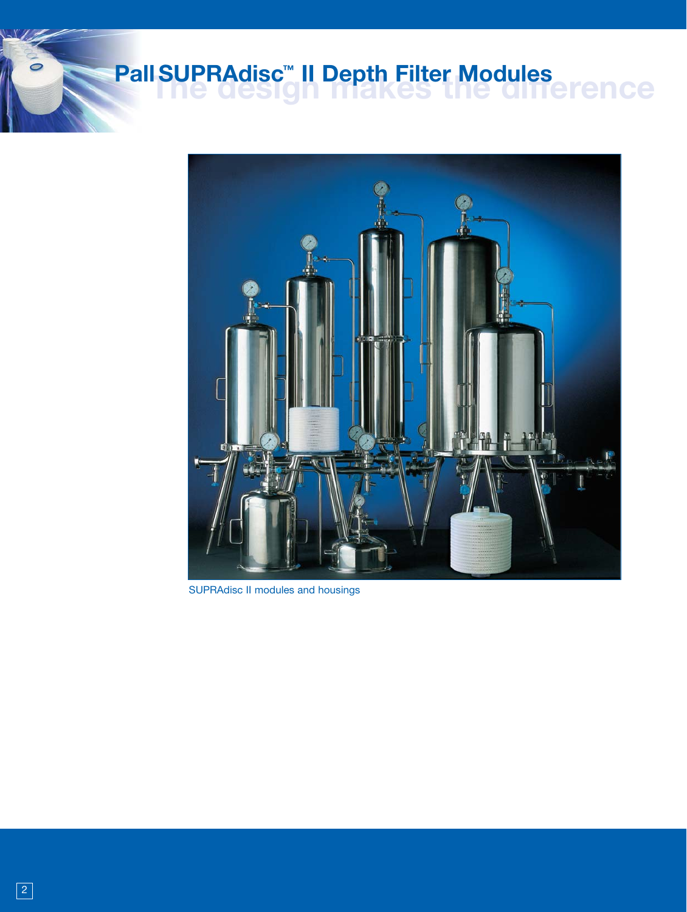# Pall SUPRAdisc™ II Depth Filter Modules

The design makes the difference

SUPRAdisc II modules and housings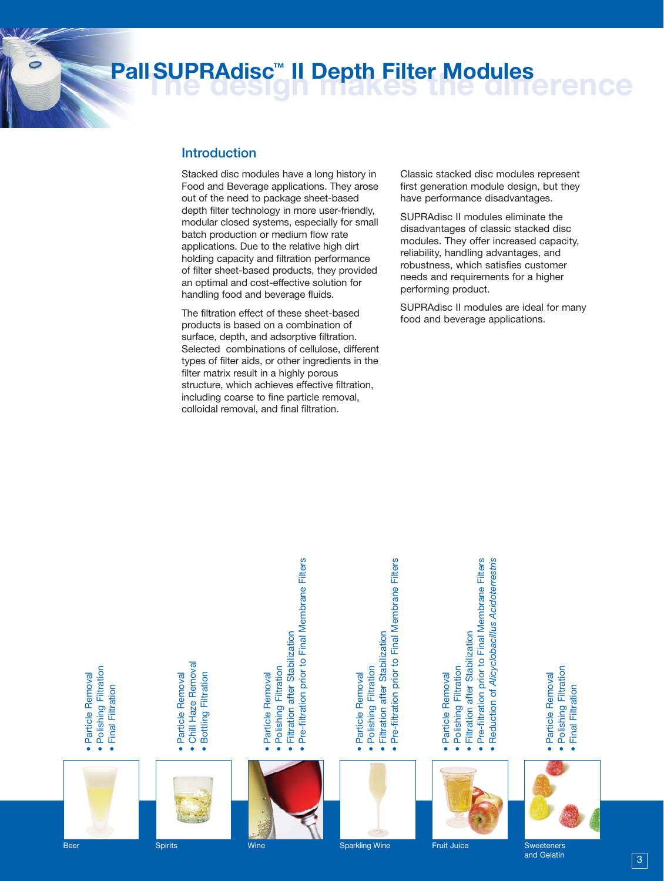# Pall SUPRAdisc™ II Depth Filter Modules

The design makes the difference

## Introduction

Stacked disc modules have a long history in Food and Beverage applications. They arose out of the need to package sheet-based depth filter technology in more user-friendly, modular closed systems, especially for small batch production or medium flow rate applications. Due to the relative high dirt holding capacity and filtration performance of filter sheet-based products, they provided an optimal and cost-effective solution for handling food and beverage fluids.

The filtration effect of these sheet-based products is based on a combination of surface, depth, and adsorptive filtration. Selected combinations of cellulose, different types of filter aids, or other ingredients in the filter matrix result in a highly porous structure, which achieves effective filtration, including coarse to fine particle removal, colloidal removal, and final filtration.

Classic stacked disc modules represent first generation module design, but they have performance disadvantages.

SUPRAdisc II modules eliminate the disadvantages of classic stacked disc modules. They offer increased capacity, reliability, handling advantages, and robustness, which satisfies customer needs and requirements for a higher performing product.

SUPRAdisc II modules are ideal for many food and beverage applications.

**Beer**
- Particle Removal
- Polishing Filtration
- Final Filtration

**Spirits**
- Particle Removal
- Chill Haze Removal
- Bottling Filtration

**Wine**
- Particle Removal
- Polishing Filtration
- Filtration after Stabilization
- Pre-filtration prior to Final Membrane Filters

**Sparkling Wine**
- Particle Removal
- Polishing Filtration
- Filtration after Stabilization
- Pre-filtration prior to Final Membrane Filters

**Fruit Juice**
- Particle Removal
- Polishing Filtration
- Filtration after Stabilization
- Pre-filtration prior to Final Membrane Filters
- Reduction of *Alicyclobacillus Acidoterrestris*

**Sweeteners and Gelatin**
- Particle Removal
- Polishing Filtration
- Final Filtration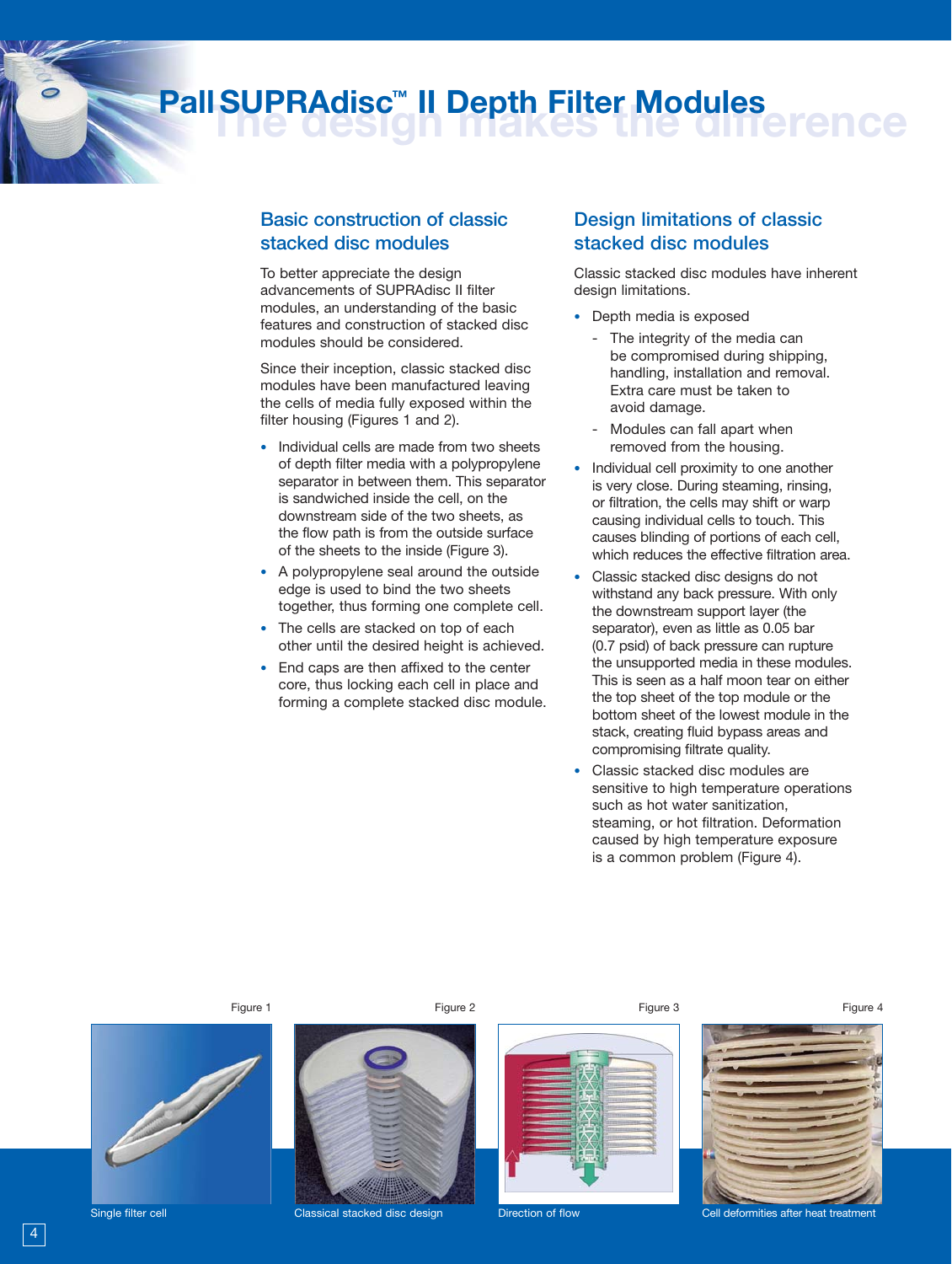# Pall SUPRAdisc™ II Depth Filter Modules

The design makes the difference

## Basic construction of classic stacked disc modules

To better appreciate the design advancements of SUPRAdisc II filter modules, an understanding of the basic features and construction of stacked disc modules should be considered.

Since their inception, classic stacked disc modules have been manufactured leaving the cells of media fully exposed within the filter housing (Figures 1 and 2).

- Individual cells are made from two sheets of depth filter media with a polypropylene separator in between them. This separator is sandwiched inside the cell, on the downstream side of the two sheets, as the flow path is from the outside surface of the sheets to the inside (Figure 3).
- A polypropylene seal around the outside edge is used to bind the two sheets together, thus forming one complete cell.
- The cells are stacked on top of each other until the desired height is achieved.
- End caps are then affixed to the center core, thus locking each cell in place and forming a complete stacked disc module.

## Design limitations of classic stacked disc modules

Classic stacked disc modules have inherent design limitations.

- Depth media is exposed
  - The integrity of the media can be compromised during shipping, handling, installation and removal. Extra care must be taken to avoid damage.
  - Modules can fall apart when removed from the housing.
- Individual cell proximity to one another is very close. During steaming, rinsing, or filtration, the cells may shift or warp causing individual cells to touch. This causes blinding of portions of each cell, which reduces the effective filtration area.
- Classic stacked disc designs do not withstand any back pressure. With only the downstream support layer (the separator), even as little as 0.05 bar (0.7 psid) of back pressure can rupture the unsupported media in these modules. This is seen as a half moon tear on either the top sheet of the top module or the bottom sheet of the lowest module in the stack, creating fluid bypass areas and compromising filtrate quality.
- Classic stacked disc modules are sensitive to high temperature operations such as hot water sanitization, steaming, or hot filtration. Deformation caused by high temperature exposure is a common problem (Figure 4).

Figure 1

Single filter cell

Figure 2

Classical stacked disc design

Figure 3

Direction of flow

Figure 4

Cell deformities after heat treatment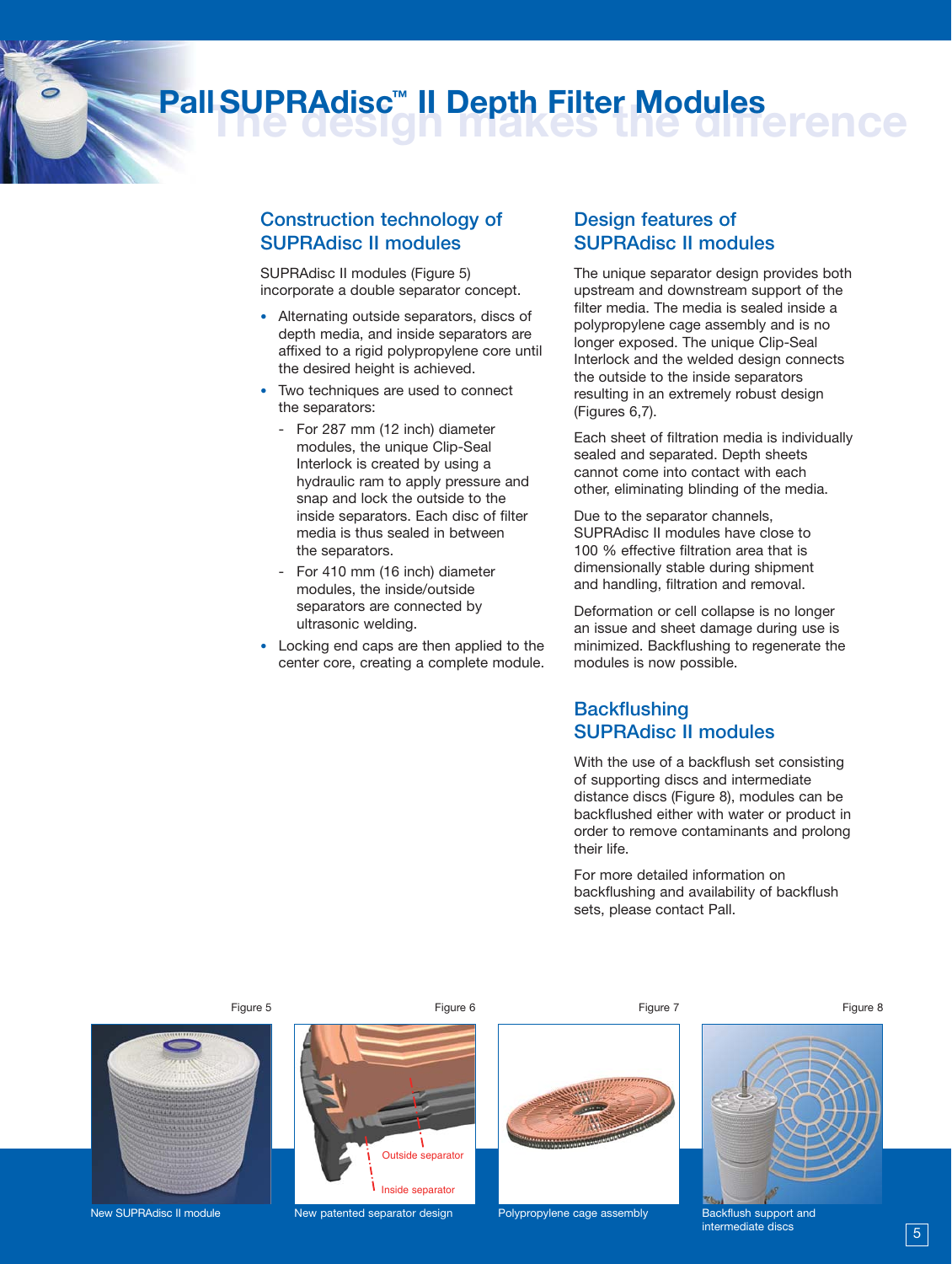# Pall SUPRAdisc™ II Depth Filter Modules

The design makes the difference

## Construction technology of SUPRAdisc II modules

SUPRAdisc II modules (Figure 5) incorporate a double separator concept.

- Alternating outside separators, discs of depth media, and inside separators are affixed to a rigid polypropylene core until the desired height is achieved.
- Two techniques are used to connect the separators:
  - For 287 mm (12 inch) diameter modules, the unique Clip-Seal Interlock is created by using a hydraulic ram to apply pressure and snap and lock the outside to the inside separators. Each disc of filter media is thus sealed in between the separators.
  - For 410 mm (16 inch) diameter modules, the inside/outside separators are connected by ultrasonic welding.
- Locking end caps are then applied to the center core, creating a complete module.

## Design features of SUPRAdisc II modules

The unique separator design provides both upstream and downstream support of the filter media. The media is sealed inside a polypropylene cage assembly and is no longer exposed. The unique Clip-Seal Interlock and the welded design connects the outside to the inside separators resulting in an extremely robust design (Figures 6,7).

Each sheet of filtration media is individually sealed and separated. Depth sheets cannot come into contact with each other, eliminating blinding of the media.

Due to the separator channels, SUPRAdisc II modules have close to 100 % effective filtration area that is dimensionally stable during shipment and handling, filtration and removal.

Deformation or cell collapse is no longer an issue and sheet damage during use is minimized. Backflushing to regenerate the modules is now possible.

## Backflushing SUPRAdisc II modules

With the use of a backflush set consisting of supporting discs and intermediate distance discs (Figure 8), modules can be backflushed either with water or product in order to remove contaminants and prolong their life.

For more detailed information on backflushing and availability of backflush sets, please contact Pall.

Figure 5

New SUPRAdisc II module

Figure 6

Outside separator

Inside separator

New patented separator design

Figure 7

Polypropylene cage assembly

Figure 8

Backflush support and intermediate discs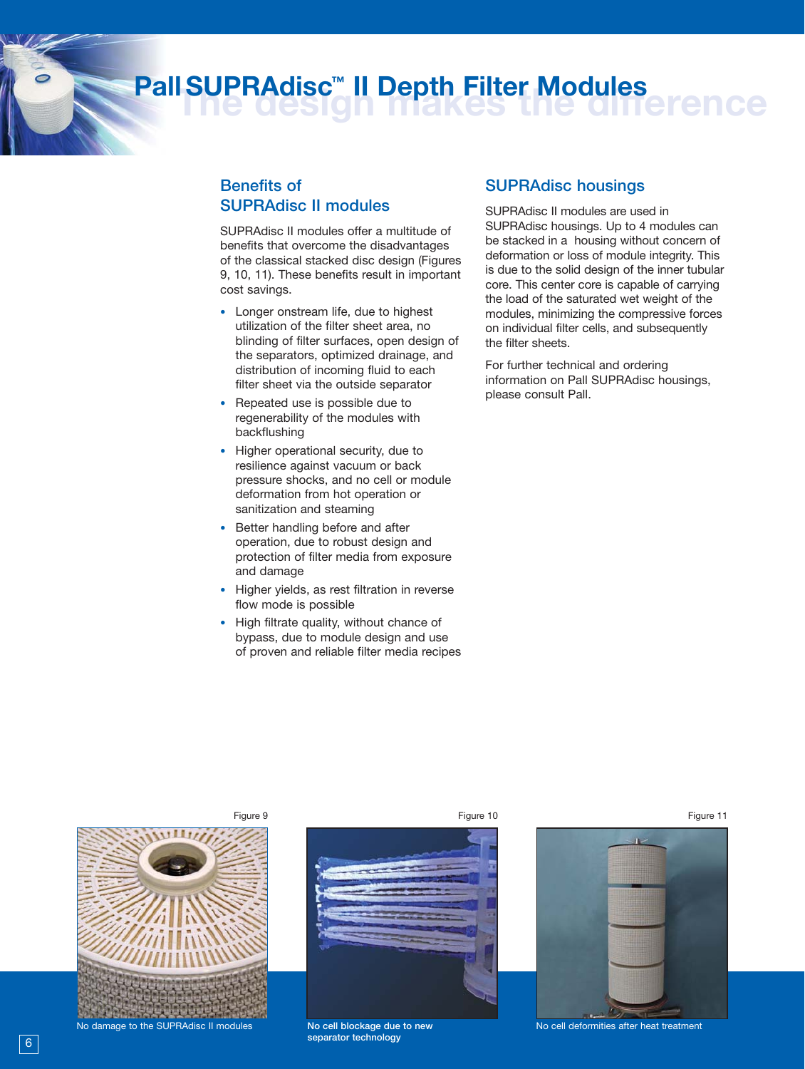# Pall SUPRAdisc™ II Depth Filter Modules

The design makes the difference

## Benefits of SUPRAdisc II modules

SUPRAdisc II modules offer a multitude of benefits that overcome the disadvantages of the classical stacked disc design (Figures 9, 10, 11). These benefits result in important cost savings.

- Longer onstream life, due to highest utilization of the filter sheet area, no blinding of filter surfaces, open design of the separators, optimized drainage, and distribution of incoming fluid to each filter sheet via the outside separator
- Repeated use is possible due to regenerability of the modules with backflushing
- Higher operational security, due to resilience against vacuum or back pressure shocks, and no cell or module deformation from hot operation or sanitization and steaming
- Better handling before and after operation, due to robust design and protection of filter media from exposure and damage
- Higher yields, as rest filtration in reverse flow mode is possible
- High filtrate quality, without chance of bypass, due to module design and use of proven and reliable filter media recipes

## SUPRAdisc housings

SUPRAdisc II modules are used in SUPRAdisc housings. Up to 4 modules can be stacked in a housing without concern of deformation or loss of module integrity. This is due to the solid design of the inner tubular core. This center core is capable of carrying the load of the saturated wet weight of the modules, minimizing the compressive forces on individual filter cells, and subsequently the filter sheets.

For further technical and ordering information on Pall SUPRAdisc housings, please consult Pall.

Figure 9

No damage to the SUPRAdisc II modules

Figure 10

No cell blockage due to new separator technology

Figure 11

No cell deformities after heat treatment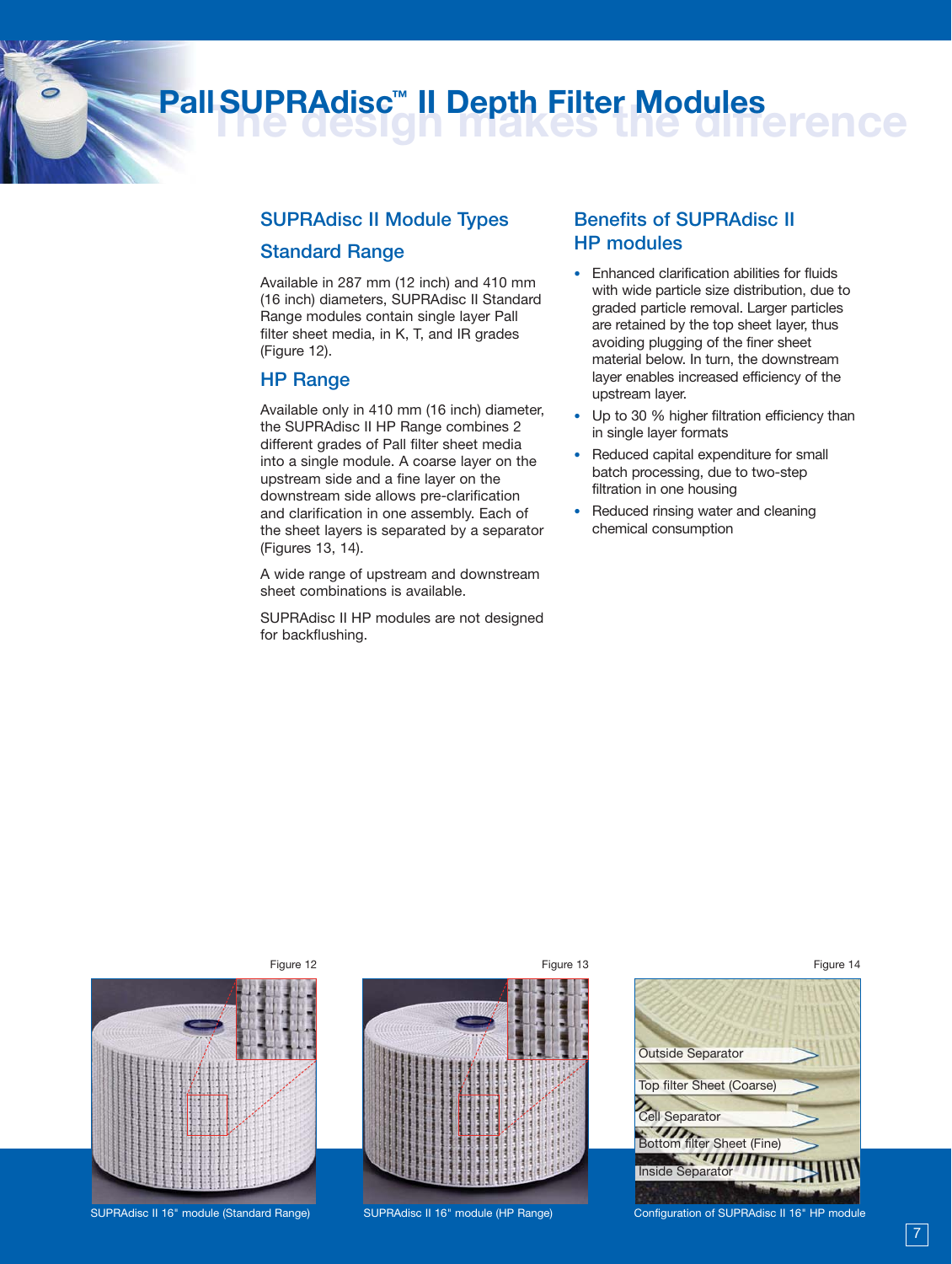# Pall SUPRAdisc™ II Depth Filter Modules

## SUPRAdisc II Module Types

### Standard Range

Available in 287 mm (12 inch) and 410 mm (16 inch) diameters, SUPRAdisc II Standard Range modules contain single layer Pall filter sheet media, in K, T, and IR grades (Figure 12).

### HP Range

Available only in 410 mm (16 inch) diameter, the SUPRAdisc II HP Range combines 2 different grades of Pall filter sheet media into a single module. A coarse layer on the upstream side and a fine layer on the downstream side allows pre-clarification and clarification in one assembly. Each of the sheet layers is separated by a separator (Figures 13, 14).

A wide range of upstream and downstream sheet combinations is available.

SUPRAdisc II HP modules are not designed for backflushing.

## Benefits of SUPRAdisc II HP modules

- Enhanced clarification abilities for fluids with wide particle size distribution, due to graded particle removal. Larger particles are retained by the top sheet layer, thus avoiding plugging of the finer sheet material below. In turn, the downstream layer enables increased efficiency of the upstream layer.
- Up to 30 % higher filtration efficiency than in single layer formats
- Reduced capital expenditure for small batch processing, due to two-step filtration in one housing
- Reduced rinsing water and cleaning chemical consumption

Figure 12

SUPRAdisc II 16" module (Standard Range)

Figure 13

SUPRAdisc II 16" module (HP Range)

Figure 14

Outside Separator

Top filter Sheet (Coarse)

Cell Separator

Bottom filter Sheet (Fine)

Inside Separator

Configuration of SUPRAdisc II 16" HP module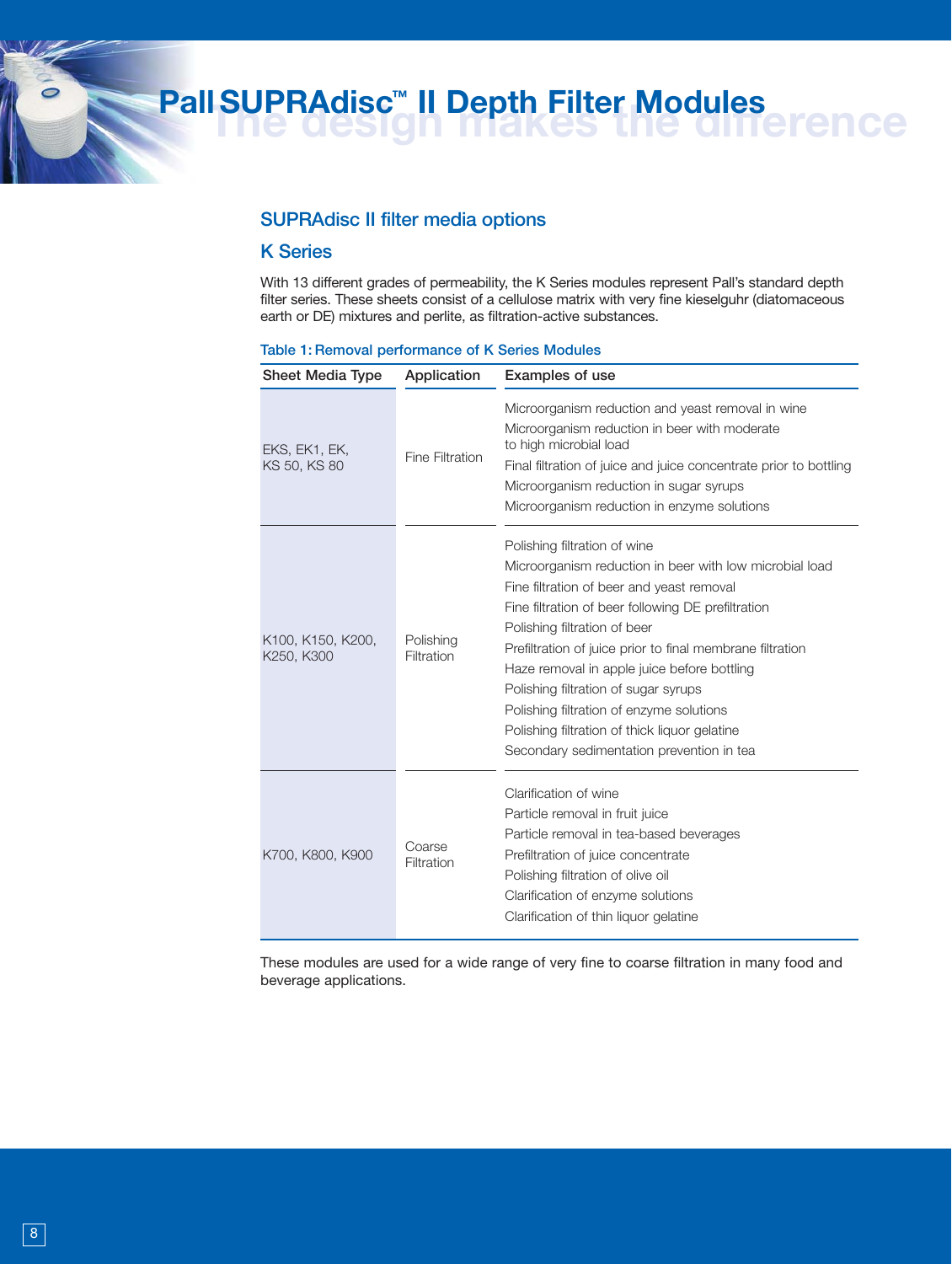## SUPRAdisc II filter media options

### K Series

With 13 different grades of permeability, the K Series modules represent Pall's standard depth filter series. These sheets consist of a cellulose matrix with very fine kieselguhr (diatomaceous earth or DE) mixtures and perlite, as filtration-active substances.

**Table 1: Removal performance of K Series Modules**

| Sheet Media Type | Application | Examples of use |
|---|---|---|
| EKS, EK1, EK, KS 50, KS 80 | Fine Filtration | Microorganism reduction and yeast removal in wine<br>Microorganism reduction in beer with moderate to high microbial load<br>Final filtration of juice and juice concentrate prior to bottling<br>Microorganism reduction in sugar syrups<br>Microorganism reduction in enzyme solutions |
| K100, K150, K200, K250, K300 | Polishing Filtration | Polishing filtration of wine<br>Microorganism reduction in beer with low microbial load<br>Fine filtration of beer and yeast removal<br>Fine filtration of beer following DE prefiltration<br>Polishing filtration of beer<br>Prefiltration of juice prior to final membrane filtration<br>Haze removal in apple juice before bottling<br>Polishing filtration of sugar syrups<br>Polishing filtration of enzyme solutions<br>Polishing filtration of thick liquor gelatine<br>Secondary sedimentation prevention in tea |
| K700, K800, K900 | Coarse Filtration | Clarification of wine<br>Particle removal in fruit juice<br>Particle removal in tea-based beverages<br>Prefiltration of juice concentrate<br>Polishing filtration of olive oil<br>Clarification of enzyme solutions<br>Clarification of thin liquor gelatine |

These modules are used for a wide range of very fine to coarse filtration in many food and beverage applications.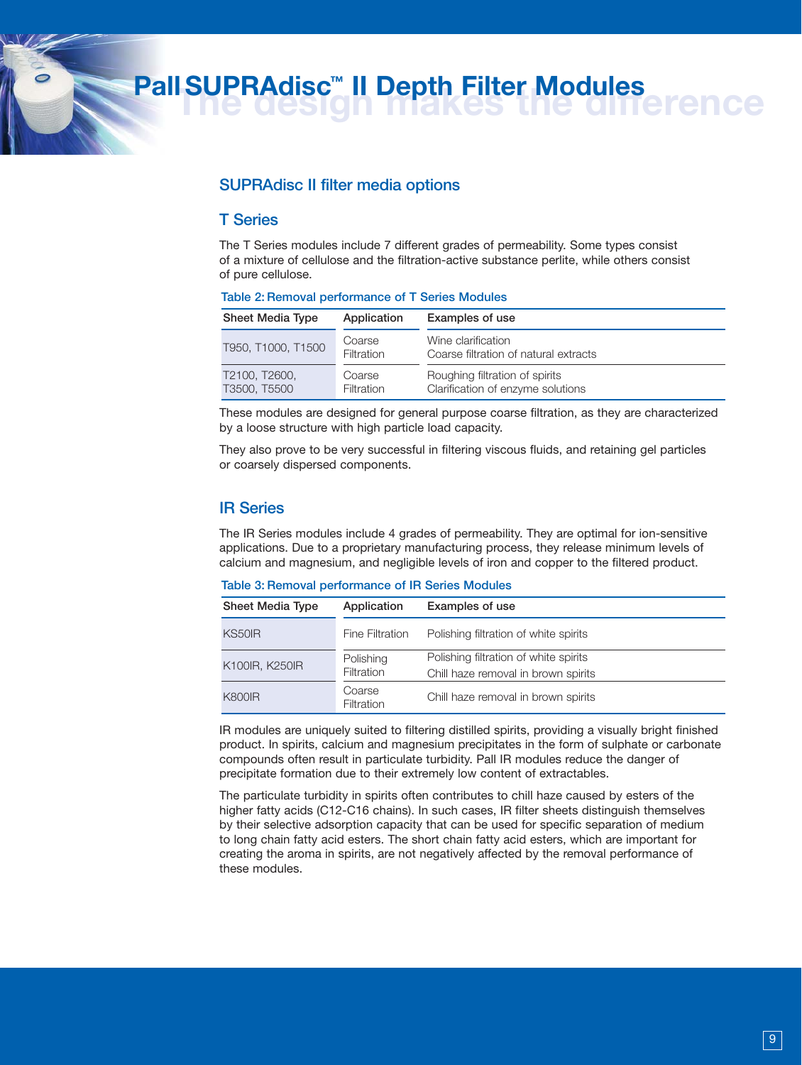# Pall SUPRAdisc™ II Depth Filter Modules

## The design makes the difference

### SUPRAdisc II filter media options

### T Series

The T Series modules include 7 different grades of permeability. Some types consist of a mixture of cellulose and the filtration-active substance perlite, while others consist of pure cellulose.

**Table 2: Removal performance of T Series Modules**

| Sheet Media Type | Application | Examples of use |
|---|---|---|
| T950, T1000, T1500 | Coarse Filtration | Wine clarification<br>Coarse filtration of natural extracts |
| T2100, T2600, T3500, T5500 | Coarse Filtration | Roughing filtration of spirits<br>Clarification of enzyme solutions |

These modules are designed for general purpose coarse filtration, as they are characterized by a loose structure with high particle load capacity.

They also prove to be very successful in filtering viscous fluids, and retaining gel particles or coarsely dispersed components.

### IR Series

The IR Series modules include 4 grades of permeability. They are optimal for ion-sensitive applications. Due to a proprietary manufacturing process, they release minimum levels of calcium and magnesium, and negligible levels of iron and copper to the filtered product.

**Table 3: Removal performance of IR Series Modules**

| Sheet Media Type | Application | Examples of use |
|---|---|---|
| KS50IR | Fine Filtration | Polishing filtration of white spirits |
| K100IR, K250IR | Polishing Filtration | Polishing filtration of white spirits<br>Chill haze removal in brown spirits |
| K800IR | Coarse Filtration | Chill haze removal in brown spirits |

IR modules are uniquely suited to filtering distilled spirits, providing a visually bright finished product. In spirits, calcium and magnesium precipitates in the form of sulphate or carbonate compounds often result in particulate turbidity. Pall IR modules reduce the danger of precipitate formation due to their extremely low content of extractables.

The particulate turbidity in spirits often contributes to chill haze caused by esters of the higher fatty acids (C12-C16 chains). In such cases, IR filter sheets distinguish themselves by their selective adsorption capacity that can be used for specific separation of medium to long chain fatty acid esters. The short chain fatty acid esters, which are important for creating the aroma in spirits, are not negatively affected by the removal performance of these modules.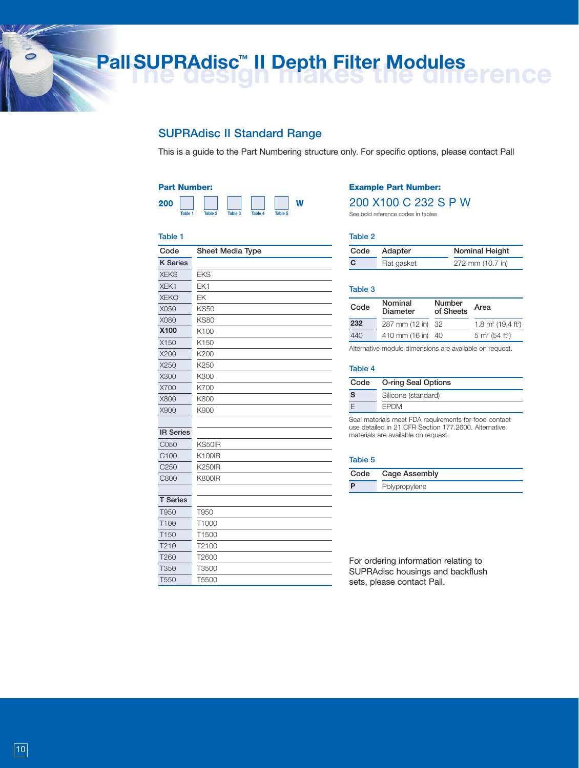# Pall SUPRAdisc™ II Depth Filter Modules

## SUPRAdisc II Standard Range

This is a guide to the Part Numbering structure only. For specific options, please contact Pall

**Part Number:**

200 [Table 1] [Table 2] [Table 3] [Table 4] [Table 5] W

**Example Part Number:**

200 X100 C 232 S P W

See bold reference codes in tables

### Table 1

| Code | Sheet Media Type |
|---|---|
| **K Series** | |
| XEKS | EKS |
| XEK1 | EK1 |
| XEKO | EK |
| X050 | KS50 |
| X080 | KS80 |
| **X100** | K100 |
| X150 | K150 |
| X200 | K200 |
| X250 | K250 |
| X300 | K300 |
| X700 | K700 |
| X800 | K800 |
| X900 | K900 |
| | |
| **IR Series** | |
| C050 | KS50IR |
| C100 | K100IR |
| C250 | K250IR |
| C800 | K800IR |
| | |
| **T Series** | |
| T950 | T950 |
| T100 | T1000 |
| T150 | T1500 |
| T210 | T2100 |
| T260 | T2600 |
| T350 | T3500 |
| T550 | T5500 |

### Table 2

| Code | Adapter | Nominal Height |
|---|---|---|
| **C** | Flat gasket | 272 mm (10.7 in) |

### Table 3

| Code | Nominal Diameter | Number of Sheets | Area |
|---|---|---|---|
| **232** | 287 mm (12 in) | 32 | 1.8 m² (19.4 ft²) |
| 440 | 410 mm (16 in) | 40 | 5 m² (54 ft²) |

Alternative module dimensions are available on request.

### Table 4

| Code | O-ring Seal Options |
|---|---|
| **S** | Silicone (standard) |
| E | EPDM |

Seal materials meet FDA requirements for food contact use detailed in 21 CFR Section 177.2600. Alternative materials are available on request.

### Table 5

| Code | Cage Assembly |
|---|---|
| **P** | Polypropylene |

For ordering information relating to SUPRAdisc housings and backflush sets, please contact Pall.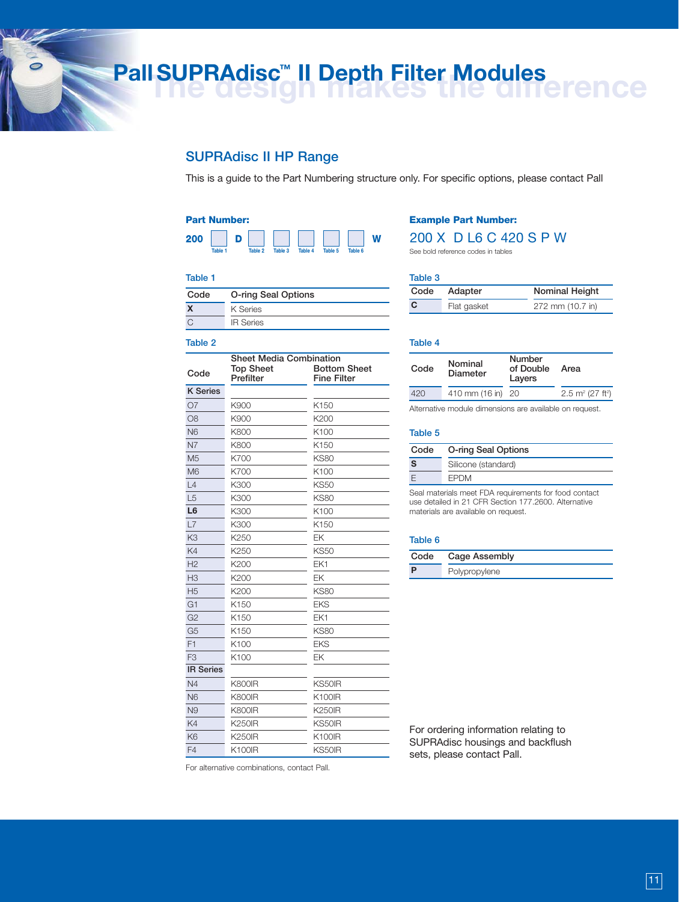# Pall SUPRAdisc™ II Depth Filter Modules

The design makes the difference

## SUPRAdisc II HP Range

This is a guide to the Part Numbering structure only. For specific options, please contact Pall

**Part Number:**

200 [Table 1] D [Table 2] [Table 3] [Table 4] [Table 5] [Table 6] W

**Example Part Number:**

200 X D L6 C 420 S P W

See bold reference codes in tables

### Table 1

| Code | O-ring Seal Options |
|---|---|
| **X** | K Series |
| C | IR Series |

### Table 2

| Code | Sheet Media Combination Top Sheet Prefilter | Bottom Sheet Fine Filter |
|---|---|---|
| **K Series** | | |
| O7 | K900 | K150 |
| O8 | K900 | K200 |
| N6 | K800 | K100 |
| N7 | K800 | K150 |
| M5 | K700 | KS80 |
| M6 | K700 | K100 |
| L4 | K300 | KS50 |
| L5 | K300 | KS80 |
| **L6** | K300 | K100 |
| L7 | K300 | K150 |
| K3 | K250 | EK |
| K4 | K250 | KS50 |
| H2 | K200 | EK1 |
| H3 | K200 | EK |
| H5 | K200 | KS80 |
| G1 | K150 | EKS |
| G2 | K150 | EK1 |
| G5 | K150 | KS80 |
| F1 | K100 | EKS |
| F3 | K100 | EK |
| **IR Series** | | |
| N4 | K800IR | KS50IR |
| N6 | K800IR | K100IR |
| N9 | K800IR | K250IR |
| K4 | K250IR | KS50IR |
| K6 | K250IR | K100IR |
| F4 | K100IR | KS50IR |

For alternative combinations, contact Pall.

### Table 3

| Code | Adapter | Nominal Height |
|---|---|---|
| **C** | Flat gasket | 272 mm (10.7 in) |

### Table 4

| Code | Nominal Diameter | Number of Double Layers | Area |
|---|---|---|---|
| 420 | 410 mm (16 in) | 20 | 2.5 m² (27 ft²) |

Alternative module dimensions are available on request.

### Table 5

| Code | O-ring Seal Options |
|---|---|
| **S** | Silicone (standard) |
| E | EPDM |

Seal materials meet FDA requirements for food contact use detailed in 21 CFR Section 177.2600. Alternative materials are available on request.

### Table 6

| Code | Cage Assembly |
|---|---|
| **P** | Polypropylene |

For ordering information relating to SUPRAdisc housings and backflush sets, please contact Pall.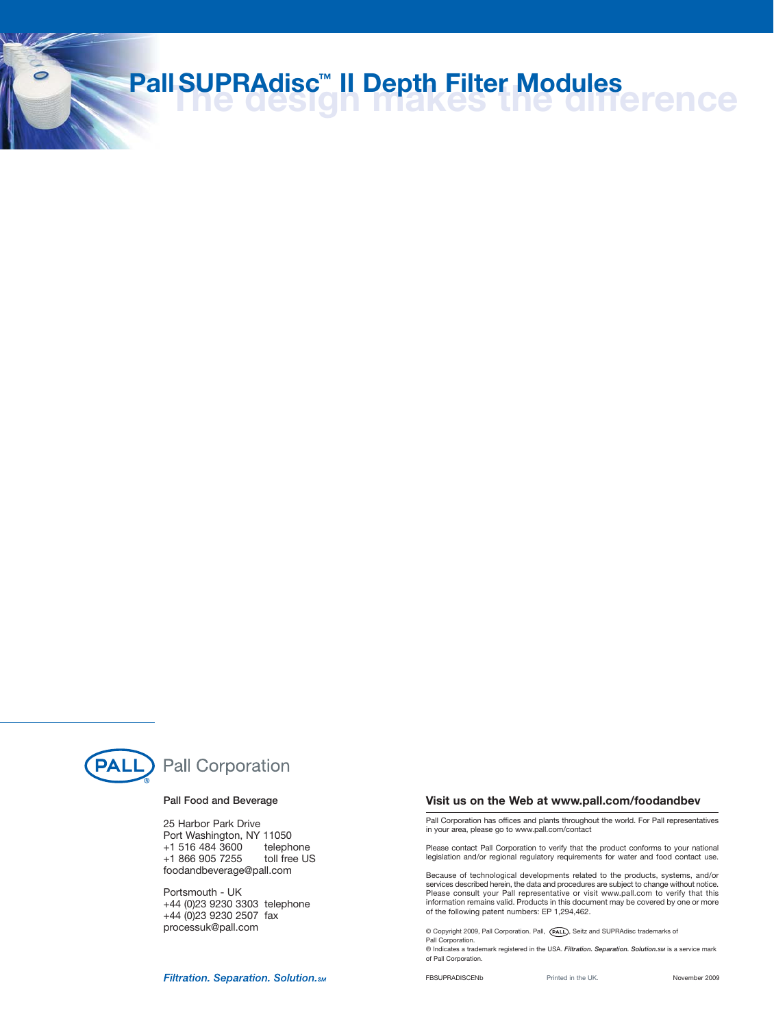# Pall SUPRAdisc™ II Depth Filter Modules

The design makes the difference

Pall Corporation

**Pall Food and Beverage**

25 Harbor Park Drive
Port Washington, NY 11050
+1 516 484 3600 telephone
+1 866 905 7255 toll free US
foodandbeverage@pall.com

Portsmouth - UK
+44 (0)23 9230 3303 telephone
+44 (0)23 9230 2507 fax
processuk@pall.com

***Filtration. Separation. Solution.*** SM

**Visit us on the Web at www.pall.com/foodandbev**

Pall Corporation has offices and plants throughout the world. For Pall representatives in your area, please go to www.pall.com/contact

Please contact Pall Corporation to verify that the product conforms to your national legislation and/or regional regulatory requirements for water and food contact use.

Because of technological developments related to the products, systems, and/or services described herein, the data and procedures are subject to change without notice. Please consult your Pall representative or visit www.pall.com to verify that this information remains valid. Products in this document may be covered by one or more of the following patent numbers: EP 1,294,462.

© Copyright 2009, Pall Corporation. Pall, PALL, Seitz and SUPRAdisc trademarks of Pall Corporation.
® Indicates a trademark registered in the USA. ***Filtration. Separation. Solution.SM*** is a service mark of Pall Corporation.

FBSUPRADISCENb Printed in the UK. November 2009